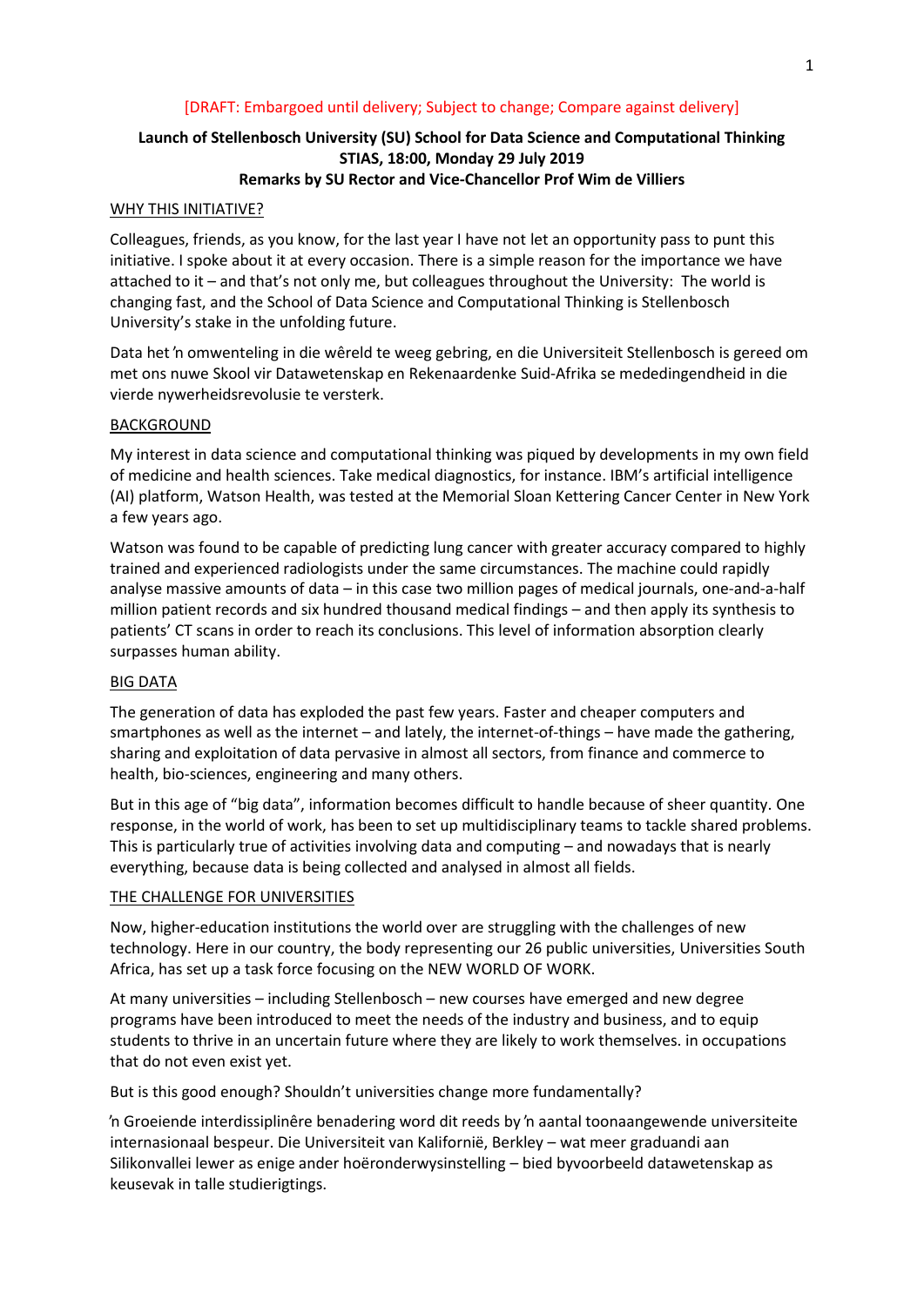[DRAFT: Embargoed until delivery; Subject to change; Compare against delivery]

**Launch of Stellenbosch University (SU) School for Data Science and Computational Thinking**
**STIAS, 18:00, Monday 29 July 2019**
**Remarks by SU Rector and Vice-Chancellor Prof Wim de Villiers**

## WHY THIS INITIATIVE?

Colleagues, friends, as you know, for the last year I have not let an opportunity pass to punt this initiative. I spoke about it at every occasion. There is a simple reason for the importance we have attached to it – and that's not only me, but colleagues throughout the University: The world is changing fast, and the School of Data Science and Computational Thinking is Stellenbosch University's stake in the unfolding future.

Data het ŉ omwenteling in die wêreld te weeg gebring, en die Universiteit Stellenbosch is gereed om met ons nuwe Skool vir Datawetenskap en Rekenaardenke Suid-Afrika se mededingendheid in die vierde nywerheidsrevolusie te versterk.

## BACKGROUND

My interest in data science and computational thinking was piqued by developments in my own field of medicine and health sciences. Take medical diagnostics, for instance. IBM's artificial intelligence (AI) platform, Watson Health, was tested at the Memorial Sloan Kettering Cancer Center in New York a few years ago.

Watson was found to be capable of predicting lung cancer with greater accuracy compared to highly trained and experienced radiologists under the same circumstances. The machine could rapidly analyse massive amounts of data – in this case two million pages of medical journals, one-and-a-half million patient records and six hundred thousand medical findings – and then apply its synthesis to patients' CT scans in order to reach its conclusions. This level of information absorption clearly surpasses human ability.

## BIG DATA

The generation of data has exploded the past few years. Faster and cheaper computers and smartphones as well as the internet – and lately, the internet-of-things – have made the gathering, sharing and exploitation of data pervasive in almost all sectors, from finance and commerce to health, bio-sciences, engineering and many others.

But in this age of "big data", information becomes difficult to handle because of sheer quantity. One response, in the world of work, has been to set up multidisciplinary teams to tackle shared problems. This is particularly true of activities involving data and computing – and nowadays that is nearly everything, because data is being collected and analysed in almost all fields.

## THE CHALLENGE FOR UNIVERSITIES

Now, higher-education institutions the world over are struggling with the challenges of new technology. Here in our country, the body representing our 26 public universities, Universities South Africa, has set up a task force focusing on the NEW WORLD OF WORK.

At many universities – including Stellenbosch – new courses have emerged and new degree programs have been introduced to meet the needs of the industry and business, and to equip students to thrive in an uncertain future where they are likely to work themselves. in occupations that do not even exist yet.

But is this good enough? Shouldn't universities change more fundamentally?

ŉ Groeiende interdissiplinêre benadering word dit reeds by ŉ aantal toonaangewende universiteite internasionaal bespeur. Die Universiteit van Kalifornië, Berkley – wat meer graduandi aan Silikonvallei lewer as enige ander hoëronderwysinstelling – bied byvoorbeeld datawetenskap as keusevak in talle studierigtings.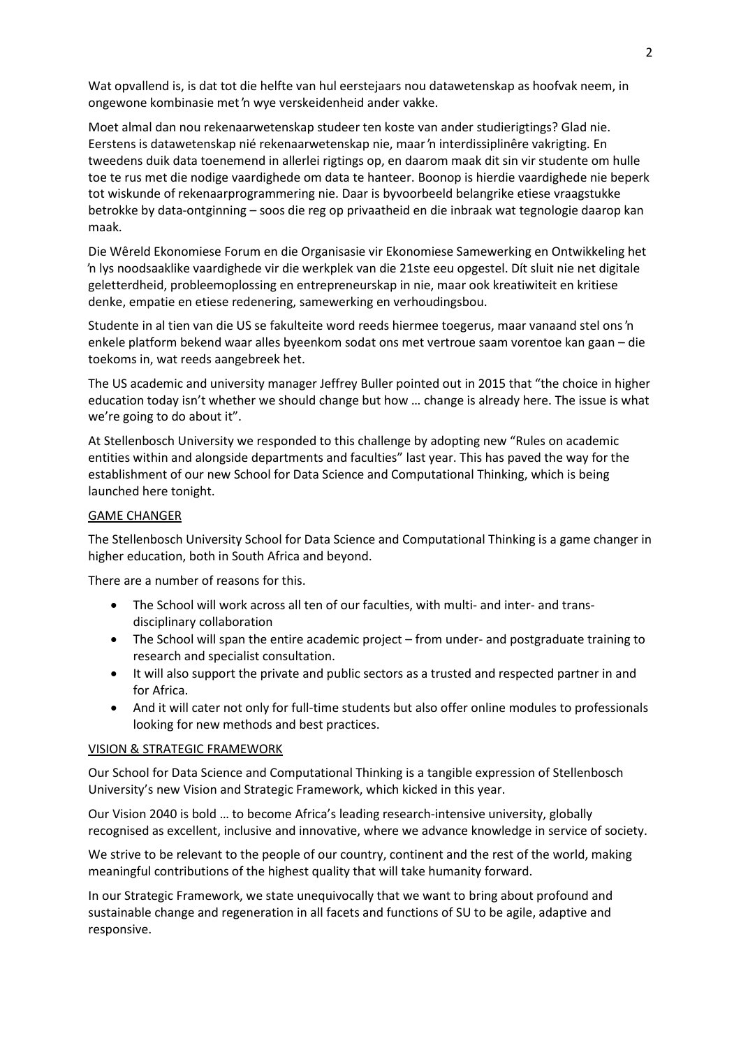Wat opvallend is, is dat tot die helfte van hul eerstejaars nou datawetenskap as hoofvak neem, in ongewone kombinasie met ʼn wye verskeidenheid ander vakke.

Moet almal dan nou rekenaarwetenskap studeer ten koste van ander studierigtings? Glad nie. Eerstens is datawetenskap nié rekenaarwetenskap nie, maar ʼn interdissiplinêre vakrigting. En tweedens duik data toenemend in allerlei rigtings op, en daarom maak dit sin vir studente om hulle toe te rus met die nodige vaardighede om data te hanteer. Boonop is hierdie vaardighede nie beperk tot wiskunde of rekenaarprogrammering nie. Daar is byvoorbeeld belangrike etiese vraagstukke betrokke by data-ontginning – soos die reg op privaatheid en die inbraak wat tegnologie daarop kan maak.

Die Wêreld Ekonomiese Forum en die Organisasie vir Ekonomiese Samewerking en Ontwikkeling het ʼn lys noodsaaklike vaardighede vir die werkplek van die 21ste eeu opgestel. Dít sluit nie net digitale geletterdheid, probleemoplossing en entrepreneurskap in nie, maar ook kreatiwiteit en kritiese denke, empatie en etiese redenering, samewerking en verhoudingsbou.

Studente in al tien van die US se fakulteite word reeds hiermee toegerus, maar vanaand stel ons ʼn enkele platform bekend waar alles byeenkom sodat ons met vertroue saam vorentoe kan gaan – die toekoms in, wat reeds aangebreek het.

The US academic and university manager Jeffrey Buller pointed out in 2015 that "the choice in higher education today isn't whether we should change but how … change is already here. The issue is what we're going to do about it".

At Stellenbosch University we responded to this challenge by adopting new "Rules on academic entities within and alongside departments and faculties" last year. This has paved the way for the establishment of our new School for Data Science and Computational Thinking, which is being launched here tonight.

## GAME CHANGER

The Stellenbosch University School for Data Science and Computational Thinking is a game changer in higher education, both in South Africa and beyond.

There are a number of reasons for this.

- The School will work across all ten of our faculties, with multi- and inter- and trans-disciplinary collaboration
- The School will span the entire academic project – from under- and postgraduate training to research and specialist consultation.
- It will also support the private and public sectors as a trusted and respected partner in and for Africa.
- And it will cater not only for full-time students but also offer online modules to professionals looking for new methods and best practices.

## VISION & STRATEGIC FRAMEWORK

Our School for Data Science and Computational Thinking is a tangible expression of Stellenbosch University's new Vision and Strategic Framework, which kicked in this year.

Our Vision 2040 is bold … to become Africa's leading research-intensive university, globally recognised as excellent, inclusive and innovative, where we advance knowledge in service of society.

We strive to be relevant to the people of our country, continent and the rest of the world, making meaningful contributions of the highest quality that will take humanity forward.

In our Strategic Framework, we state unequivocally that we want to bring about profound and sustainable change and regeneration in all facets and functions of SU to be agile, adaptive and responsive.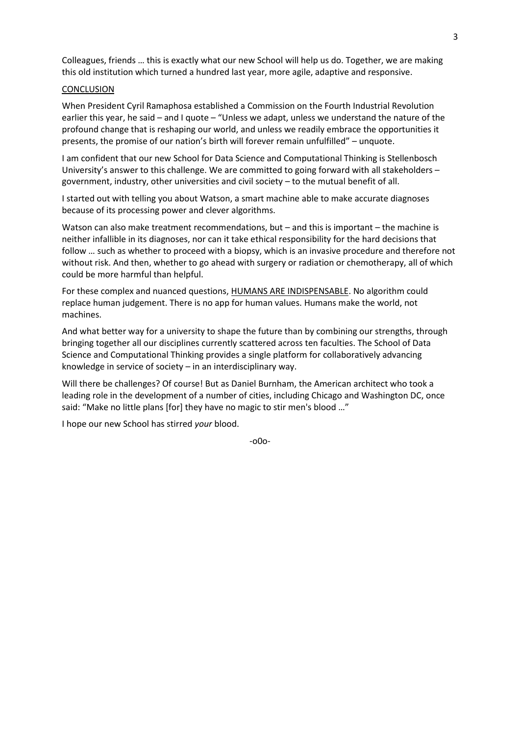Colleagues, friends … this is exactly what our new School will help us do. Together, we are making this old institution which turned a hundred last year, more agile, adaptive and responsive.

## CONCLUSION

When President Cyril Ramaphosa established a Commission on the Fourth Industrial Revolution earlier this year, he said – and I quote – "Unless we adapt, unless we understand the nature of the profound change that is reshaping our world, and unless we readily embrace the opportunities it presents, the promise of our nation's birth will forever remain unfulfilled" – unquote.

I am confident that our new School for Data Science and Computational Thinking is Stellenbosch University's answer to this challenge. We are committed to going forward with all stakeholders – government, industry, other universities and civil society – to the mutual benefit of all.

I started out with telling you about Watson, a smart machine able to make accurate diagnoses because of its processing power and clever algorithms.

Watson can also make treatment recommendations, but – and this is important – the machine is neither infallible in its diagnoses, nor can it take ethical responsibility for the hard decisions that follow … such as whether to proceed with a biopsy, which is an invasive procedure and therefore not without risk. And then, whether to go ahead with surgery or radiation or chemotherapy, all of which could be more harmful than helpful.

For these complex and nuanced questions, HUMANS ARE INDISPENSABLE. No algorithm could replace human judgement. There is no app for human values. Humans make the world, not machines.

And what better way for a university to shape the future than by combining our strengths, through bringing together all our disciplines currently scattered across ten faculties. The School of Data Science and Computational Thinking provides a single platform for collaboratively advancing knowledge in service of society – in an interdisciplinary way.

Will there be challenges? Of course! But as Daniel Burnham, the American architect who took a leading role in the development of a number of cities, including Chicago and Washington DC, once said: "Make no little plans [for] they have no magic to stir men's blood …"

I hope our new School has stirred *your* blood.

-o0o-